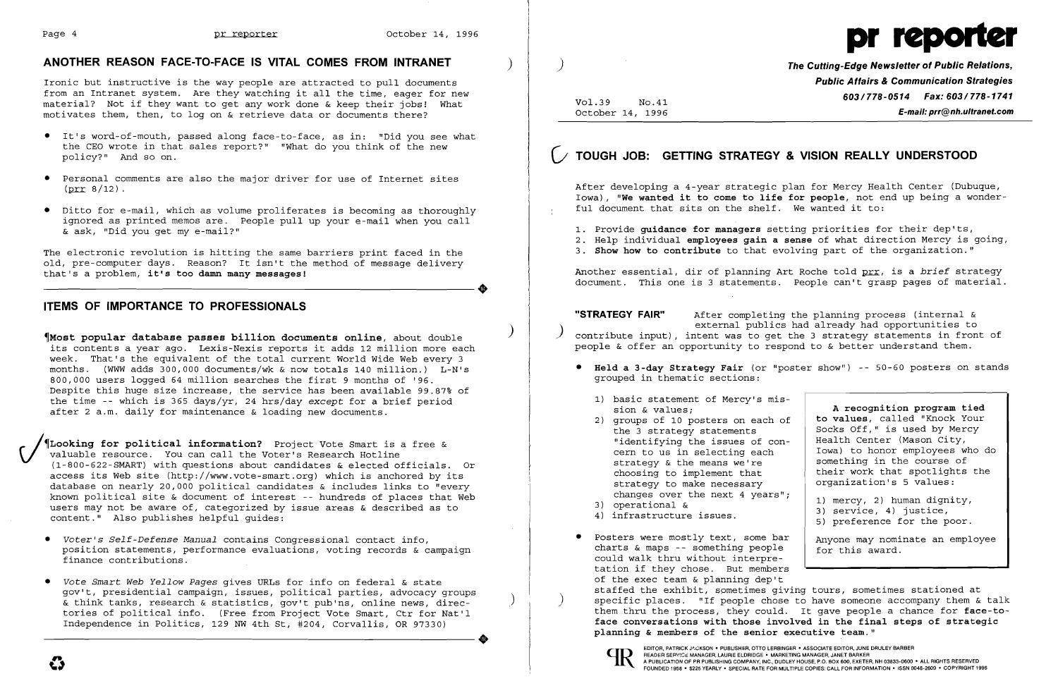## ANOTHER REASON FACE-TO-FACE IS VITAL COMES FROM INTRANET

Ironic but instructive is the way people are attracted to pull documents from an Intranet system. Are they watching it all the time, eager for new material? Not if they want to get any work done & keep their jobs! What motivates them, then, to log on & retrieve data or documents there?

- It's word-of-mouth, passed along face-to-face, as in: "Did you see what the CEO wrote in that sales report?" "What do you think of the new policy?" And so on.
- Personal comments are also the major driver for use of Internet sites (prr 8/12).
- Ditto for e-mail, which as volume proliferates is becoming as thoroughly ignored as printed memos are. People pull up your e-mail when you call & ask, "Did you get my e-mail?"

The electronic revolution is hitting the same barriers print faced in the old, pre-computer days. Reason? It isn't the method of message delivery that's a problem, **it's too damn many messages!**

## ITEMS OF IMPORTANCE TO PROFESSIONALS

¶**Most popular database passes billion documents online**, about double its contents a year ago. Lexis-Nexis reports it adds 12 million more each week. That's the equivalent of the total current World Wide Web every 3 months. (WWW adds 300,000 documents/wk & now totals 140 million.) L-N's 800,000 users logged 64 million searches the first 9 months of '96. Despite this huge size increase, the service has been available 99.87% of the time -- which is 365 days/yr, 24 hrs/day *except* for a brief period after 2 a.m. daily for maintenance & loading new documents.

¶**Looking for political information?** Project Vote Smart is a free & valuable resource. You can call the Voter's Research Hotline (1-800-622-SMART) with questions about candidates & elected officials. Or access its Web site (http://www.vote-smart.org) which is anchored by its database on nearly 20,000 political candidates & includes links to "every known political site & document of interest -- hundreds of places that Web users may not be aware of, categorized by issue areas & described as to content." Also publishes helpful guides:

- *Voter's Self-Defense Manual* contains Congressional contact info, position statements, performance evaluations, voting records & campaign finance contributions.
- *Vote Smart Web Yellow Pages* gives URLs for info on federal & state gov't, presidential campaign, issues, political parties, advocacy groups & think tanks, research & statistics, gov't pub'ns, online news, directories of political info. (Free from Project Vote Smart, Ctr for Nat'l Independence in Politics, 129 NW 4th St, #204, Corvallis, OR 97330)

# pr reporter

**The Cutting-Edge Newsletter of Public Relations, Public Affairs & Communication Strategies**
**603/778-0514 Fax: 603/778-1741**
**E-mail: prr@nh.ultranet.com**

Vol.39 No.41
October 14, 1996

## TOUGH JOB: GETTING STRATEGY & VISION REALLY UNDERSTOOD

After developing a 4-year strategic plan for Mercy Health Center (Dubuque, Iowa), "**We wanted it to come to life for people**, not end up being a wonderful document that sits on the shelf. We wanted it to:

1. Provide **guidance for managers** setting priorities for their dep'ts,
2. Help individual **employees gain a sense** of what direction Mercy is going,
3. **Show how to contribute** to that evolving part of the organization."

Another essential, dir of planning Art Roche told prr, is a *brief* strategy document. This one is 3 statements. People can't grasp pages of material.

**"STRATEGY FAIR"** After completing the planning process (internal & external publics had already had opportunities to contribute input), intent was to get the 3 strategy statements in front of people & offer an opportunity to respond to & better understand them.

- **Held a 3-day Strategy Fair** (or "poster show") -- 50-60 posters on stands grouped in thematic sections:
  1) basic statement of Mercy's mission & values;
  2) groups of 10 posters on each of the 3 strategy statements "identifying the issues of concern to us in selecting each strategy & the means we're choosing to implement that strategy to make necessary changes over the next 4 years";
  3) operational &
  4) infrastructure issues.
- Posters were mostly text, some bar charts & maps -- something people could walk thru without interpretation if they chose. But members of the exec team & planning dep't staffed the exhibit, sometimes giving tours, sometimes stationed at specific places. "If people chose to have someone accompany them & talk them thru the process, they could. It gave people a chance for **face-to-face conversations with those involved in the final steps of strategic planning & members of the senior executive team.**"

> **A recognition program tied to values**, called "Knock Your Socks Off," is used by Mercy Health Center (Mason City, Iowa) to honor employees who do something in the course of their work that spotlights the organization's 5 values:
>
> 1) mercy, 2) human dignity, 3) service, 4) justice, 5) preference for the poor.
>
> Anyone may nominate an employee for this award.

EDITOR, PATRICK JACKSON • PUBLISHER, OTTO LERBINGER • ASSOCIATE EDITOR, JUNE DRULEY BARBER
READER SERVICE MANAGER, LAURIE ELDRIDGE • MARKETING MANAGER, JANET BARKER
A PUBLICATION OF PR PUBLISHING COMPANY, INC., DUDLEY HOUSE, P.O. BOX 600, EXETER, NH 03833-0600 • ALL RIGHTS RESERVED
FOUNDED 1958 • $225 YEARLY • SPECIAL RATE FOR MULTIPLE COPIES: CALL FOR INFORMATION • ISSN 0048-2609 • COPYRIGHT 1996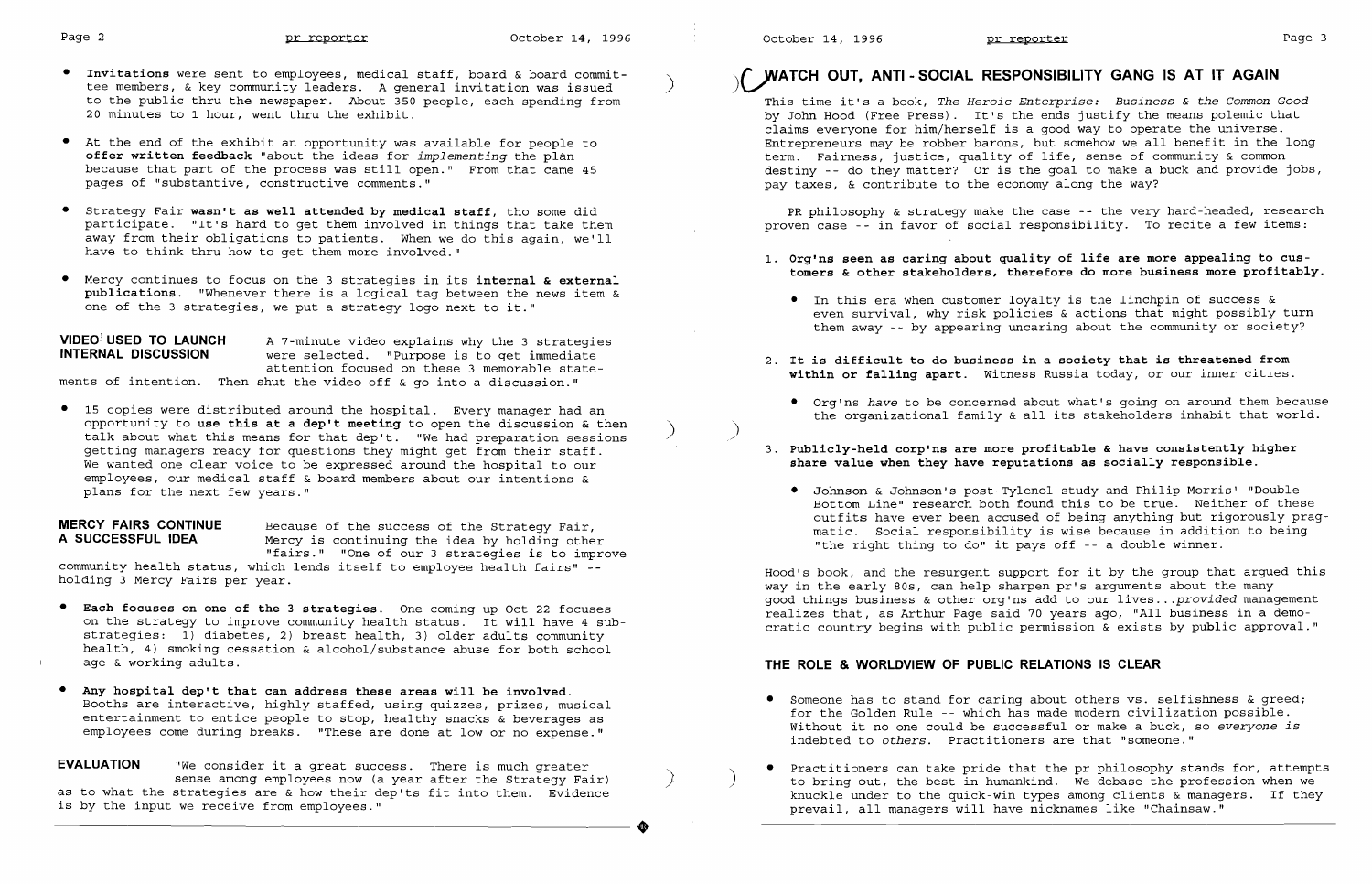- **Invitations** were sent to employees, medical staff, board & board committee members, & key community leaders. A general invitation was issued to the public thru the newspaper. About 350 people, each spending from 20 minutes to 1 hour, went thru the exhibit.

- At the end of the exhibit an opportunity was available for people to **offer written feedback** "about the ideas for *implementing* the plan because that part of the process was still open." From that came 45 pages of "substantive, constructive comments."

- Strategy Fair **wasn't as well attended by medical staff**, tho some did participate. "It's hard to get them involved in things that take them away from their obligations to patients. When we do this again, we'll have to think thru how to get them more involved."

- Mercy continues to focus on the 3 strategies in its **internal & external publications**. "Whenever there is a logical tag between the news item & one of the 3 strategies, we put a strategy logo next to it."

**VIDEO USED TO LAUNCH INTERNAL DISCUSSION** A 7-minute video explains why the 3 strategies were selected. "Purpose is to get immediate attention focused on these 3 memorable statements of intention. Then shut the video off & go into a discussion."

- 15 copies were distributed around the hospital. Every manager had an opportunity to **use this at a dep't meeting** to open the discussion & then talk about what this means for that dep't. "We had preparation sessions getting managers ready for questions they might get from their staff. We wanted one clear voice to be expressed around the hospital to our employees, our medical staff & board members about our intentions & plans for the next few years."

**MERCY FAIRS CONTINUE A SUCCESSFUL IDEA** Because of the success of the Strategy Fair, Mercy is continuing the idea by holding other "fairs." "One of our 3 strategies is to improve community health status, which lends itself to employee health fairs" -- holding 3 Mercy Fairs per year.

- **Each focuses on one of the 3 strategies.** One coming up Oct 22 focuses on the strategy to improve community health status. It will have 4 sub-strategies: 1) diabetes, 2) breast health, 3) older adults community health, 4) smoking cessation & alcohol/substance abuse for both school age & working adults.

- **Any hospital dep't that can address these areas will be involved.** Booths are interactive, highly staffed, using quizzes, prizes, musical entertainment to entice people to stop, healthy snacks & beverages as employees come during breaks. "These are done at low or no expense."

**EVALUATION** "We consider it a great success. There is much greater sense among employees now (a year after the Strategy Fair) as to what the strategies are & how their dep'ts fit into them. Evidence is by the input we receive from employees."

## WATCH OUT, ANTI-SOCIAL RESPONSIBILITY GANG IS AT IT AGAIN

This time it's a book, *The Heroic Enterprise: Business & the Common Good* by John Hood (Free Press). It's the ends justify the means polemic that claims everyone for him/herself is a good way to operate the universe. Entrepreneurs may be robber barons, but somehow we all benefit in the long term. Fairness, justice, quality of life, sense of community & common destiny -- do they matter? Or is the goal to make a buck and provide jobs, pay taxes, & contribute to the economy along the way?

PR philosophy & strategy make the case -- the very hard-headed, research proven case -- in favor of social responsibility. To recite a few items:

1. **Org'ns seen as caring about quality of life are more appealing to customers & other stakeholders, therefore do more business more profitably.**
   - In this era when customer loyalty is the linchpin of success & even survival, why risk policies & actions that might possibly turn them away -- by appearing uncaring about the community or society?

2. **It is difficult to do business in a society that is threatened from within or falling apart.** Witness Russia today, or our inner cities.
   - Org'ns *have* to be concerned about what's going on around them because the organizational family & all its stakeholders inhabit that world.

3. **Publicly-held corp'ns are more profitable & have consistently higher share value when they have reputations as socially responsible.**
   - Johnson & Johnson's post-Tylenol study and Philip Morris' "Double Bottom Line" research both found this to be true. Neither of these outfits have ever been accused of being anything but rigorously pragmatic. Social responsibility is wise because in addition to being "the right thing to do" it pays off -- a double winner.

Hood's book, and the resurgent support for it by the group that argued this way in the early 80s, can help sharpen pr's arguments about the many good things business & other org'ns add to our lives...*provided* management realizes that, as Arthur Page said 70 years ago, "All business in a democratic country begins with public permission & exists by public approval."

### THE ROLE & WORLDVIEW OF PUBLIC RELATIONS IS CLEAR

- Someone has to stand for caring about others vs. selfishness & greed; for the Golden Rule -- which has made modern civilization possible. Without it no one could be successful or make a buck, so *everyone is* indebted to *others*. Practitioners are that "someone."

- Practitioners can take pride that the pr philosophy stands for, attempts to bring out, the best in humankind. We debase the profession when we knuckle under to the quick-win types among clients & managers. If they prevail, all managers will have nicknames like "Chainsaw."